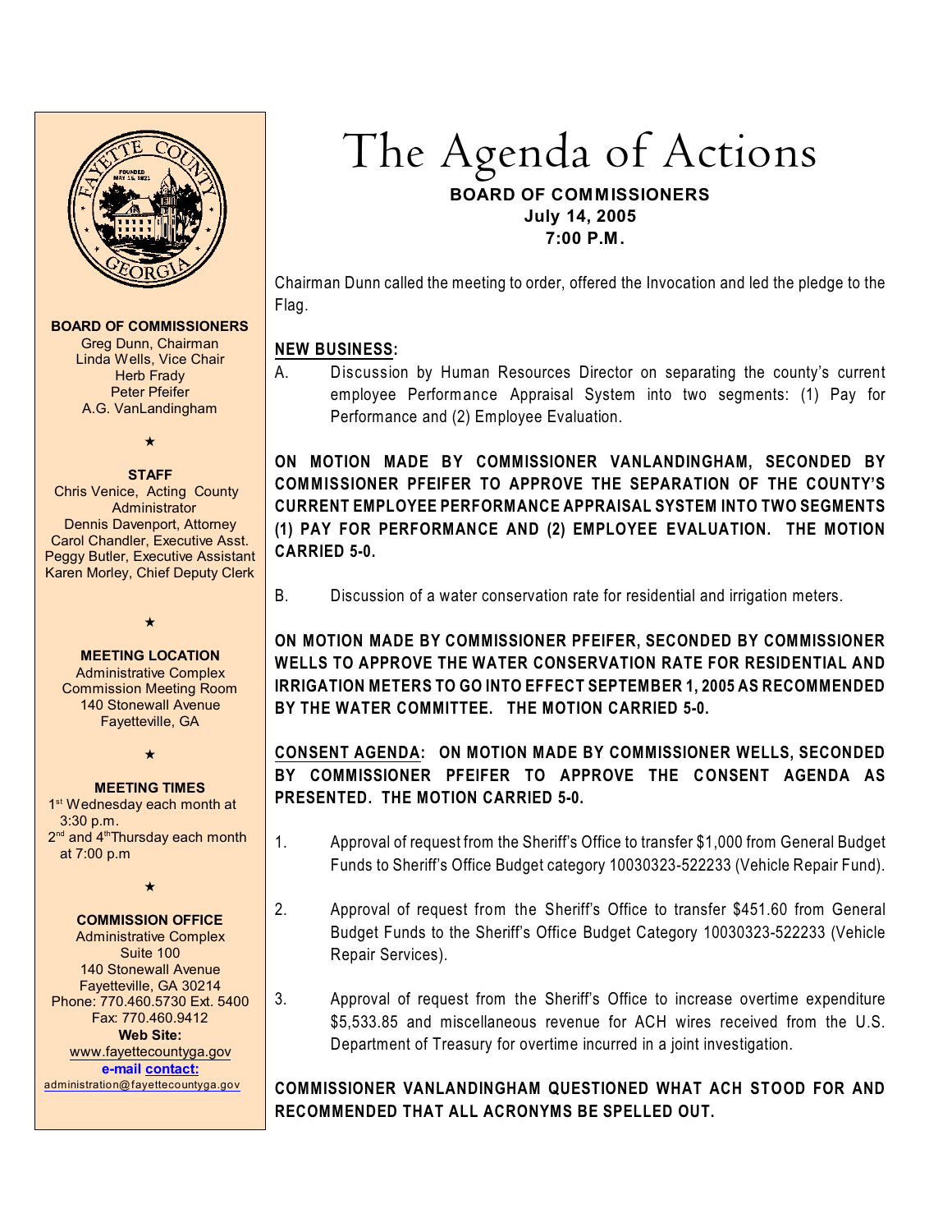# The Agenda of Actions

**BOARD OF COMMISSIONERS**
**July 14, 2005**
**7:00 P.M.**

**BOARD OF COMMISSIONERS**
Greg Dunn, Chairman
Linda Wells, Vice Chair
Herb Frady
Peter Pfeifer
A.G. VanLandingham

★

**STAFF**
Chris Venice, Acting County Administrator
Dennis Davenport, Attorney
Carol Chandler, Executive Asst.
Peggy Butler, Executive Assistant
Karen Morley, Chief Deputy Clerk

★

**MEETING LOCATION**
Administrative Complex
Commission Meeting Room
140 Stonewall Avenue
Fayetteville, GA

★

**MEETING TIMES**
1st Wednesday each month at 3:30 p.m.
2nd and 4th Thursday each month at 7:00 p.m

★

**COMMISSION OFFICE**
Administrative Complex
Suite 100
140 Stonewall Avenue
Fayetteville, GA 30214
Phone: 770.460.5730 Ext. 5400
Fax: 770.460.9412
**Web Site:**
www.fayettecountyga.gov
**e-mail contact:**
administration@fayettecountyga.gov

Chairman Dunn called the meeting to order, offered the Invocation and led the pledge to the Flag.

**NEW BUSINESS:**

A. Discussion by Human Resources Director on separating the county's current employee Performance Appraisal System into two segments: (1) Pay for Performance and (2) Employee Evaluation.

**ON MOTION MADE BY COMMISSIONER VANLANDINGHAM, SECONDED BY COMMISSIONER PFEIFER TO APPROVE THE SEPARATION OF THE COUNTY'S CURRENT EMPLOYEE PERFORMANCE APPRAISAL SYSTEM INTO TWO SEGMENTS (1) PAY FOR PERFORMANCE AND (2) EMPLOYEE EVALUATION. THE MOTION CARRIED 5-0.**

B. Discussion of a water conservation rate for residential and irrigation meters.

**ON MOTION MADE BY COMMISSIONER PFEIFER, SECONDED BY COMMISSIONER WELLS TO APPROVE THE WATER CONSERVATION RATE FOR RESIDENTIAL AND IRRIGATION METERS TO GO INTO EFFECT SEPTEMBER 1, 2005 AS RECOMMENDED BY THE WATER COMMITTEE. THE MOTION CARRIED 5-0.**

**CONSENT AGENDA: ON MOTION MADE BY COMMISSIONER WELLS, SECONDED BY COMMISSIONER PFEIFER TO APPROVE THE CONSENT AGENDA AS PRESENTED. THE MOTION CARRIED 5-0.**

1. Approval of request from the Sheriff's Office to transfer $1,000 from General Budget Funds to Sheriff's Office Budget category 10030323-522233 (Vehicle Repair Fund).

2. Approval of request from the Sheriff's Office to transfer $451.60 from General Budget Funds to the Sheriff's Office Budget Category 10030323-522233 (Vehicle Repair Services).

3. Approval of request from the Sheriff's Office to increase overtime expenditure $5,533.85 and miscellaneous revenue for ACH wires received from the U.S. Department of Treasury for overtime incurred in a joint investigation.

**COMMISSIONER VANLANDINGHAM QUESTIONED WHAT ACH STOOD FOR AND RECOMMENDED THAT ALL ACRONYMS BE SPELLED OUT.**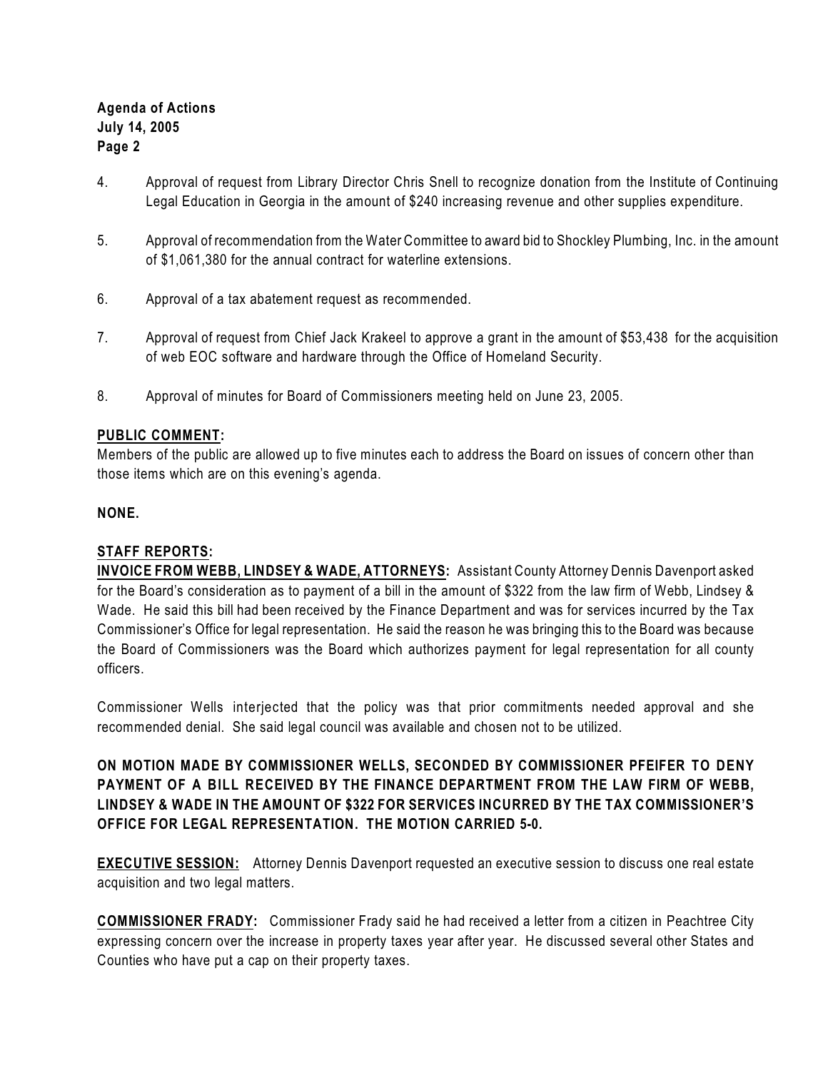4. Approval of request from Library Director Chris Snell to recognize donation from the Institute of Continuing Legal Education in Georgia in the amount of $240 increasing revenue and other supplies expenditure.

5. Approval of recommendation from the Water Committee to award bid to Shockley Plumbing, Inc. in the amount of $1,061,380 for the annual contract for waterline extensions.

6. Approval of a tax abatement request as recommended.

7. Approval of request from Chief Jack Krakeel to approve a grant in the amount of $53,438 for the acquisition of web EOC software and hardware through the Office of Homeland Security.

8. Approval of minutes for Board of Commissioners meeting held on June 23, 2005.

**PUBLIC COMMENT:**
Members of the public are allowed up to five minutes each to address the Board on issues of concern other than those items which are on this evening's agenda.

**NONE.**

**STAFF REPORTS:**
**INVOICE FROM WEBB, LINDSEY & WADE, ATTORNEYS:** Assistant County Attorney Dennis Davenport asked for the Board's consideration as to payment of a bill in the amount of $322 from the law firm of Webb, Lindsey & Wade. He said this bill had been received by the Finance Department and was for services incurred by the Tax Commissioner's Office for legal representation. He said the reason he was bringing this to the Board was because the Board of Commissioners was the Board which authorizes payment for legal representation for all county officers.

Commissioner Wells interjected that the policy was that prior commitments needed approval and she recommended denial. She said legal council was available and chosen not to be utilized.

**ON MOTION MADE BY COMMISSIONER WELLS, SECONDED BY COMMISSIONER PFEIFER TO DENY PAYMENT OF A BILL RECEIVED BY THE FINANCE DEPARTMENT FROM THE LAW FIRM OF WEBB, LINDSEY & WADE IN THE AMOUNT OF $322 FOR SERVICES INCURRED BY THE TAX COMMISSIONER'S OFFICE FOR LEGAL REPRESENTATION. THE MOTION CARRIED 5-0.**

**EXECUTIVE SESSION:** Attorney Dennis Davenport requested an executive session to discuss one real estate acquisition and two legal matters.

**COMMISSIONER FRADY:** Commissioner Frady said he had received a letter from a citizen in Peachtree City expressing concern over the increase in property taxes year after year. He discussed several other States and Counties who have put a cap on their property taxes.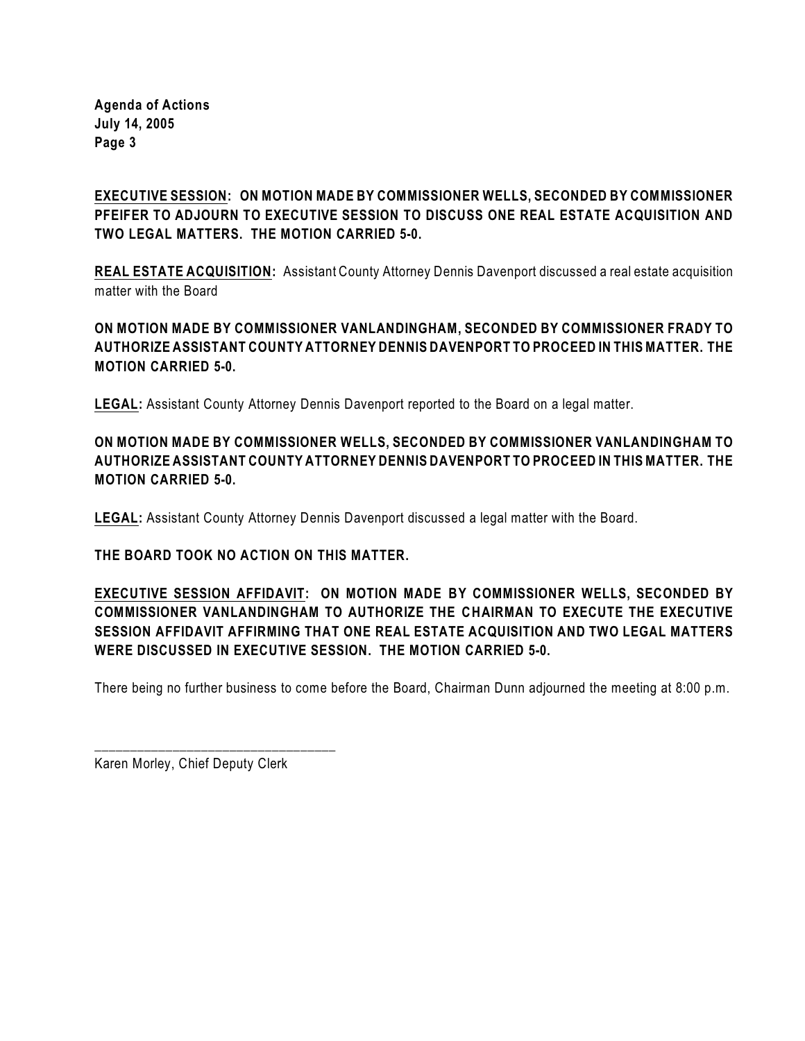**EXECUTIVE SESSION: ON MOTION MADE BY COMMISSIONER WELLS, SECONDED BY COMMISSIONER PFEIFER TO ADJOURN TO EXECUTIVE SESSION TO DISCUSS ONE REAL ESTATE ACQUISITION AND TWO LEGAL MATTERS. THE MOTION CARRIED 5-0.**

**REAL ESTATE ACQUISITION:** Assistant County Attorney Dennis Davenport discussed a real estate acquisition matter with the Board

**ON MOTION MADE BY COMMISSIONER VANLANDINGHAM, SECONDED BY COMMISSIONER FRADY TO AUTHORIZE ASSISTANT COUNTY ATTORNEY DENNIS DAVENPORT TO PROCEED IN THIS MATTER. THE MOTION CARRIED 5-0.**

**LEGAL:** Assistant County Attorney Dennis Davenport reported to the Board on a legal matter.

**ON MOTION MADE BY COMMISSIONER WELLS, SECONDED BY COMMISSIONER VANLANDINGHAM TO AUTHORIZE ASSISTANT COUNTY ATTORNEY DENNIS DAVENPORT TO PROCEED IN THIS MATTER. THE MOTION CARRIED 5-0.**

**LEGAL:** Assistant County Attorney Dennis Davenport discussed a legal matter with the Board.

**THE BOARD TOOK NO ACTION ON THIS MATTER.**

**EXECUTIVE SESSION AFFIDAVIT: ON MOTION MADE BY COMMISSIONER WELLS, SECONDED BY COMMISSIONER VANLANDINGHAM TO AUTHORIZE THE CHAIRMAN TO EXECUTE THE EXECUTIVE SESSION AFFIDAVIT AFFIRMING THAT ONE REAL ESTATE ACQUISITION AND TWO LEGAL MATTERS WERE DISCUSSED IN EXECUTIVE SESSION. THE MOTION CARRIED 5-0.**

There being no further business to come before the Board, Chairman Dunn adjourned the meeting at 8:00 p.m.

_______________________________

Karen Morley, Chief Deputy Clerk